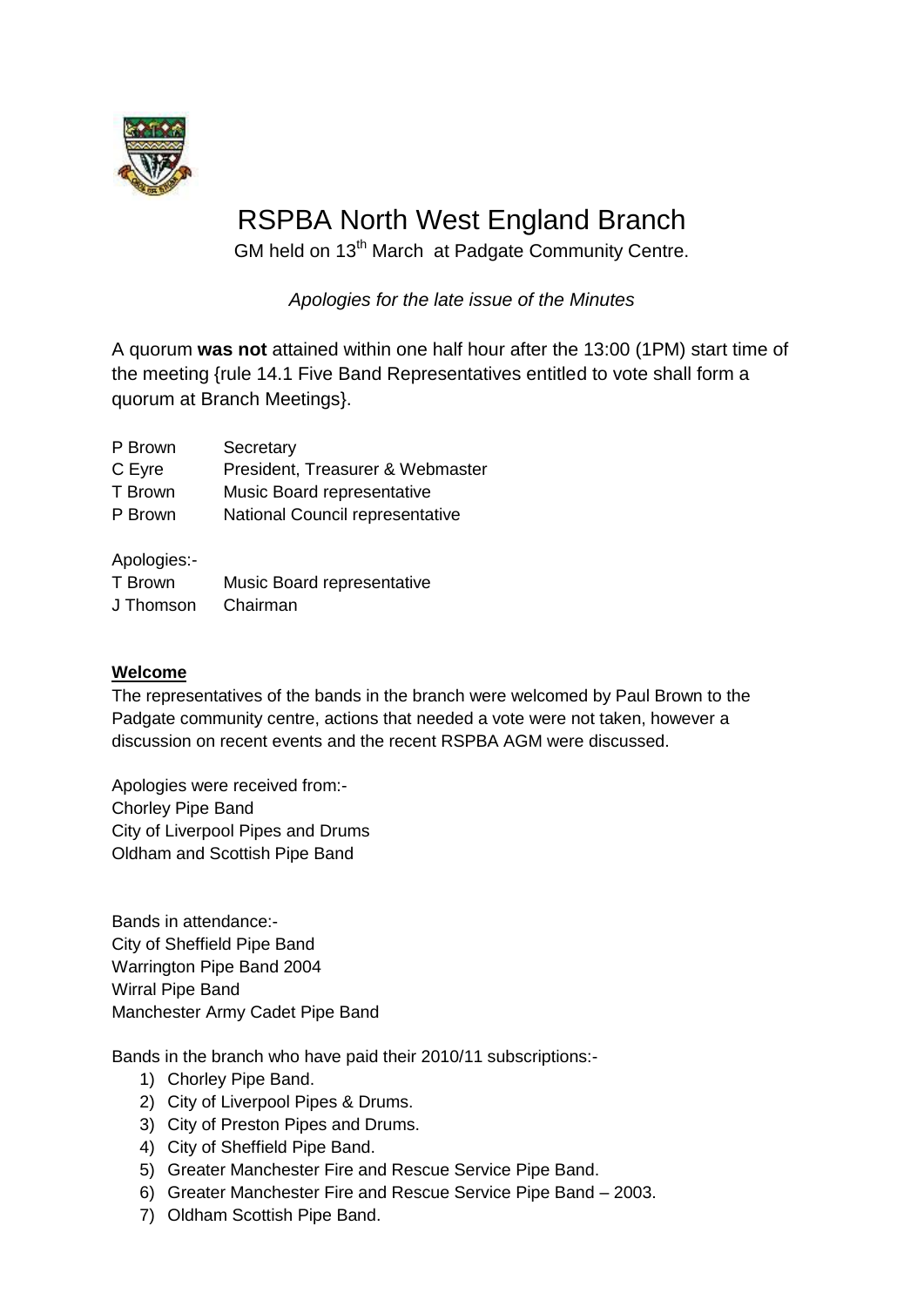# RSPBA North West England Branch

GM held on 13th March at Padgate Community Centre.

*Apologies for the late issue of the Minutes*

A quorum **was not** attained within one half hour after the 13:00 (1PM) start time of the meeting {rule 14.1 Five Band Representatives entitled to vote shall form a quorum at Branch Meetings}.

| | |
|---|---|
| P Brown | Secretary |
| C Eyre | President, Treasurer & Webmaster |
| T Brown | Music Board representative |
| P Brown | National Council representative |

Apologies:-

| | |
|---|---|
| T Brown | Music Board representative |
| J Thomson | Chairman |

**Welcome**

The representatives of the bands in the branch were welcomed by Paul Brown to the Padgate community centre, actions that needed a vote were not taken, however a discussion on recent events and the recent RSPBA AGM were discussed.

Apologies were received from:-
Chorley Pipe Band
City of Liverpool Pipes and Drums
Oldham and Scottish Pipe Band

Bands in attendance:-
City of Sheffield Pipe Band
Warrington Pipe Band 2004
Wirral Pipe Band
Manchester Army Cadet Pipe Band

Bands in the branch who have paid their 2010/11 subscriptions:-

1) Chorley Pipe Band.
2) City of Liverpool Pipes & Drums.
3) City of Preston Pipes and Drums.
4) City of Sheffield Pipe Band.
5) Greater Manchester Fire and Rescue Service Pipe Band.
6) Greater Manchester Fire and Rescue Service Pipe Band – 2003.
7) Oldham Scottish Pipe Band.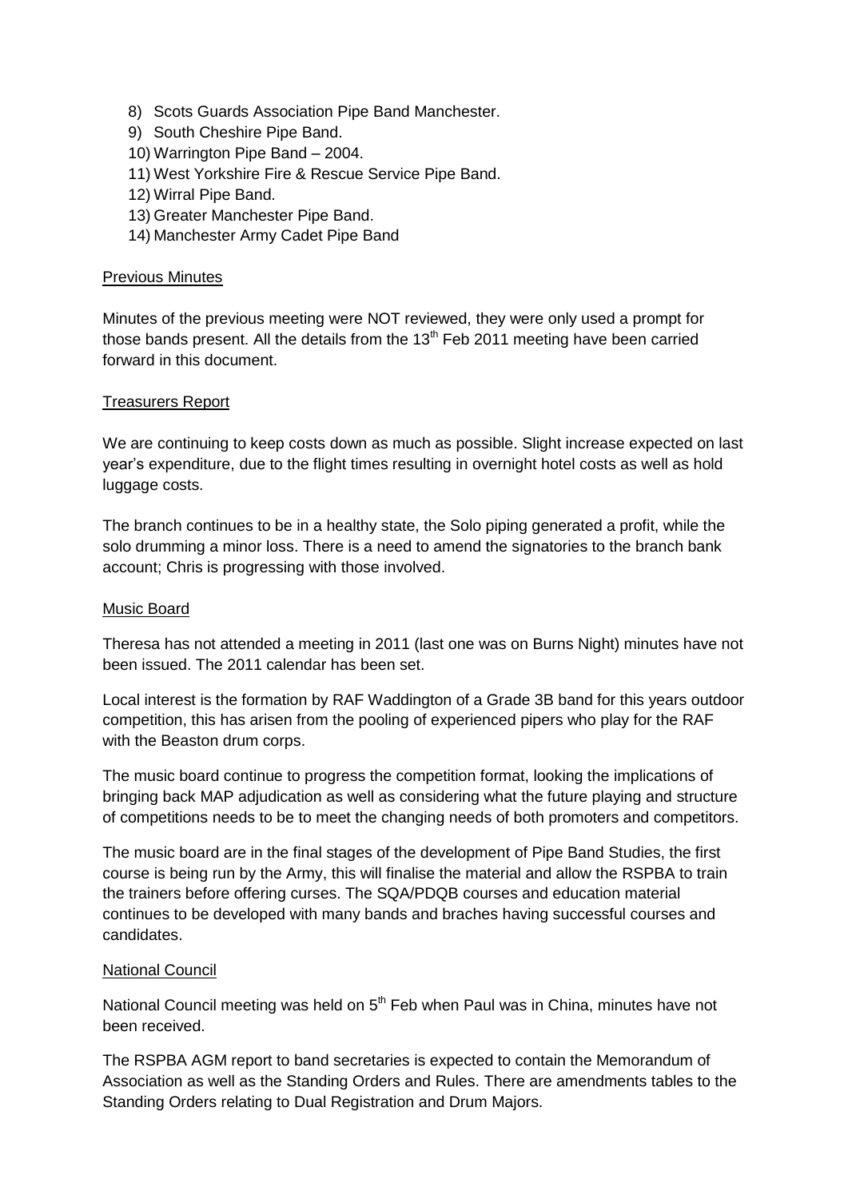8) Scots Guards Association Pipe Band Manchester.
9) South Cheshire Pipe Band.
10) Warrington Pipe Band – 2004.
11) West Yorkshire Fire & Rescue Service Pipe Band.
12) Wirral Pipe Band.
13) Greater Manchester Pipe Band.
14) Manchester Army Cadet Pipe Band

## Previous Minutes

Minutes of the previous meeting were NOT reviewed, they were only used a prompt for those bands present. All the details from the 13th Feb 2011 meeting have been carried forward in this document.

## Treasurers Report

We are continuing to keep costs down as much as possible. Slight increase expected on last year's expenditure, due to the flight times resulting in overnight hotel costs as well as hold luggage costs.

The branch continues to be in a healthy state, the Solo piping generated a profit, while the solo drumming a minor loss. There is a need to amend the signatories to the branch bank account; Chris is progressing with those involved.

## Music Board

Theresa has not attended a meeting in 2011 (last one was on Burns Night) minutes have not been issued. The 2011 calendar has been set.

Local interest is the formation by RAF Waddington of a Grade 3B band for this years outdoor competition, this has arisen from the pooling of experienced pipers who play for the RAF with the Beaston drum corps.

The music board continue to progress the competition format, looking the implications of bringing back MAP adjudication as well as considering what the future playing and structure of competitions needs to be to meet the changing needs of both promoters and competitors.

The music board are in the final stages of the development of Pipe Band Studies, the first course is being run by the Army, this will finalise the material and allow the RSPBA to train the trainers before offering curses. The SQA/PDQB courses and education material continues to be developed with many bands and braches having successful courses and candidates.

## National Council

National Council meeting was held on 5th Feb when Paul was in China, minutes have not been received.

The RSPBA AGM report to band secretaries is expected to contain the Memorandum of Association as well as the Standing Orders and Rules. There are amendments tables to the Standing Orders relating to Dual Registration and Drum Majors.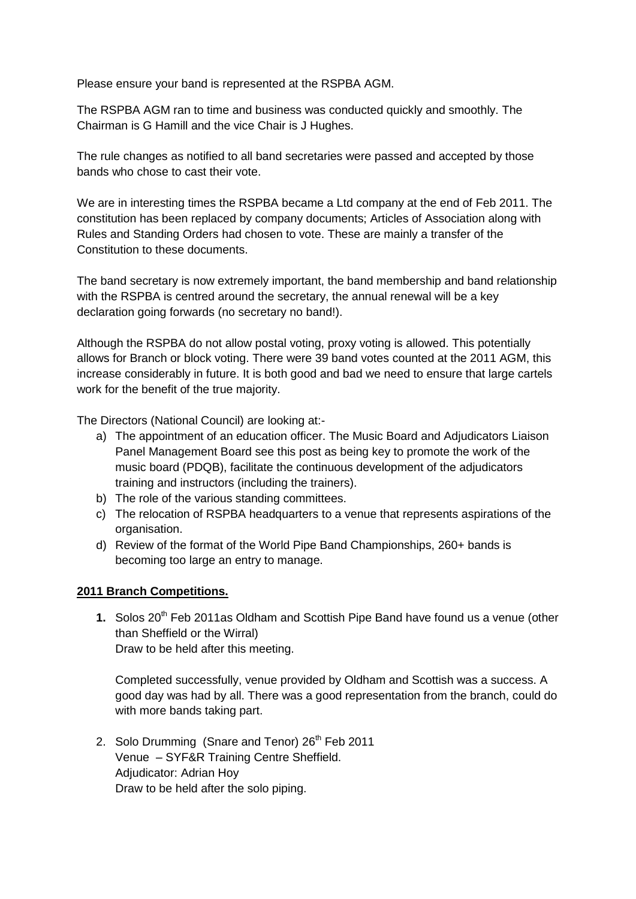Please ensure your band is represented at the RSPBA AGM.

The RSPBA AGM ran to time and business was conducted quickly and smoothly. The Chairman is G Hamill and the vice Chair is J Hughes.

The rule changes as notified to all band secretaries were passed and accepted by those bands who chose to cast their vote.

We are in interesting times the RSPBA became a Ltd company at the end of Feb 2011. The constitution has been replaced by company documents; Articles of Association along with Rules and Standing Orders had chosen to vote. These are mainly a transfer of the Constitution to these documents.

The band secretary is now extremely important, the band membership and band relationship with the RSPBA is centred around the secretary, the annual renewal will be a key declaration going forwards (no secretary no band!).

Although the RSPBA do not allow postal voting, proxy voting is allowed. This potentially allows for Branch or block voting. There were 39 band votes counted at the 2011 AGM, this increase considerably in future. It is both good and bad we need to ensure that large cartels work for the benefit of the true majority.

The Directors (National Council) are looking at:-

a) The appointment of an education officer. The Music Board and Adjudicators Liaison Panel Management Board see this post as being key to promote the work of the music board (PDQB), facilitate the continuous development of the adjudicators training and instructors (including the trainers).
b) The role of the various standing committees.
c) The relocation of RSPBA headquarters to a venue that represents aspirations of the organisation.
d) Review of the format of the World Pipe Band Championships, 260+ bands is becoming too large an entry to manage.

**2011 Branch Competitions.**

1. Solos 20th Feb 2011as Oldham and Scottish Pipe Band have found us a venue (other than Sheffield or the Wirral)
   Draw to be held after this meeting.

   Completed successfully, venue provided by Oldham and Scottish was a success. A good day was had by all. There was a good representation from the branch, could do with more bands taking part.

2. Solo Drumming (Snare and Tenor) 26th Feb 2011
   Venue – SYF&R Training Centre Sheffield.
   Adjudicator: Adrian Hoy
   Draw to be held after the solo piping.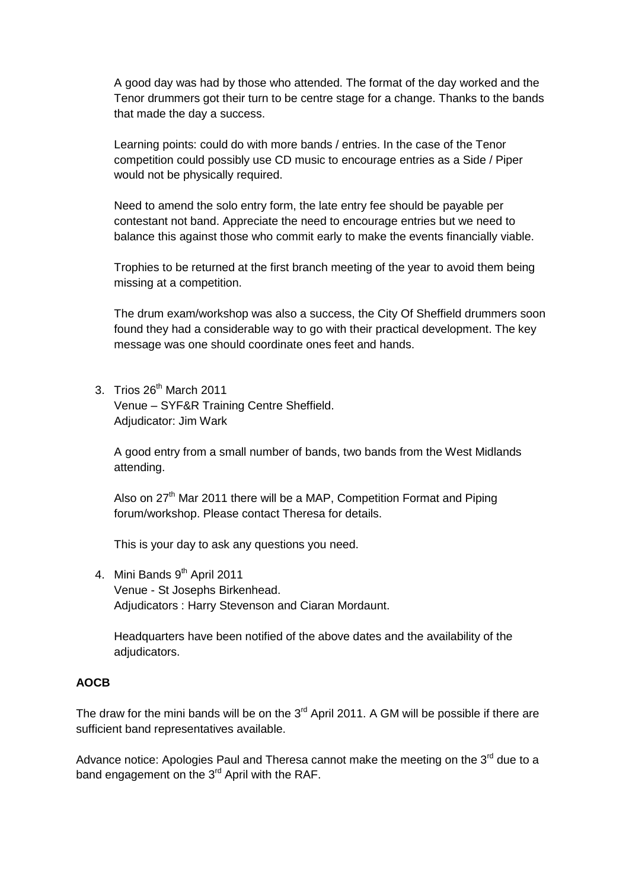A good day was had by those who attended. The format of the day worked and the Tenor drummers got their turn to be centre stage for a change. Thanks to the bands that made the day a success.

Learning points: could do with more bands / entries. In the case of the Tenor competition could possibly use CD music to encourage entries as a Side / Piper would not be physically required.

Need to amend the solo entry form, the late entry fee should be payable per contestant not band. Appreciate the need to encourage entries but we need to balance this against those who commit early to make the events financially viable.

Trophies to be returned at the first branch meeting of the year to avoid them being missing at a competition.

The drum exam/workshop was also a success, the City Of Sheffield drummers soon found they had a considerable way to go with their practical development. The key message was one should coordinate ones feet and hands.

3. Trios 26th March 2011
   Venue – SYF&R Training Centre Sheffield.
   Adjudicator: Jim Wark

   A good entry from a small number of bands, two bands from the West Midlands attending.

   Also on 27th Mar 2011 there will be a MAP, Competition Format and Piping forum/workshop. Please contact Theresa for details.

   This is your day to ask any questions you need.

4. Mini Bands 9th April 2011
   Venue - St Josephs Birkenhead.
   Adjudicators : Harry Stevenson and Ciaran Mordaunt.

   Headquarters have been notified of the above dates and the availability of the adjudicators.

**AOCB**

The draw for the mini bands will be on the 3rd April 2011. A GM will be possible if there are sufficient band representatives available.

Advance notice: Apologies Paul and Theresa cannot make the meeting on the 3rd due to a band engagement on the 3rd April with the RAF.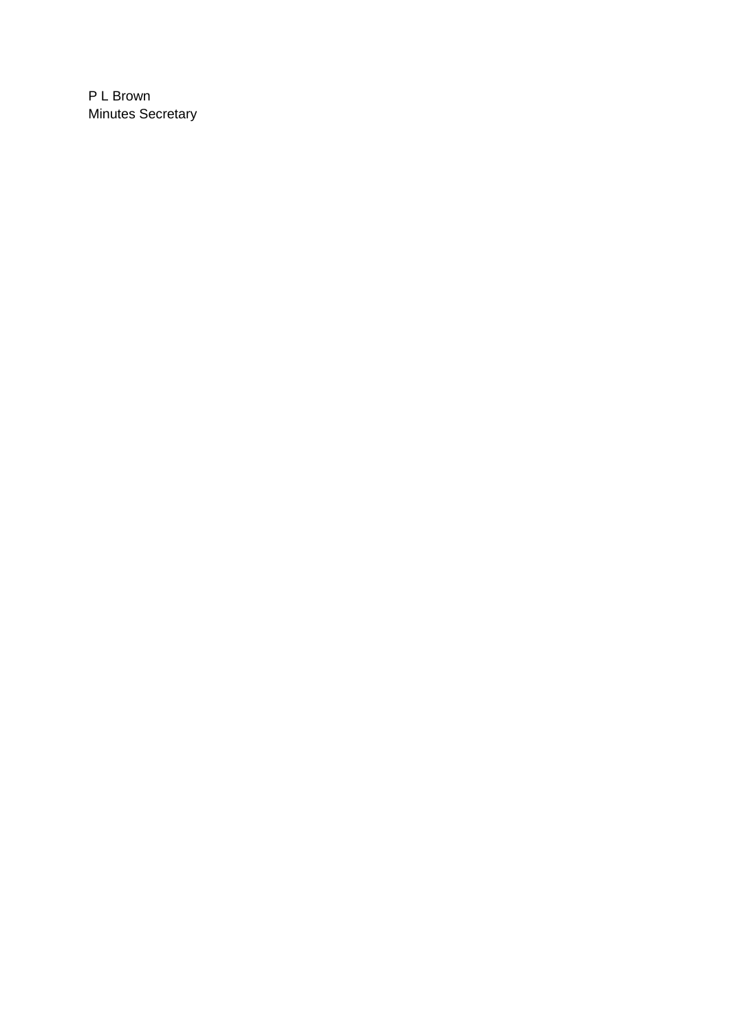P L Brown
Minutes Secretary